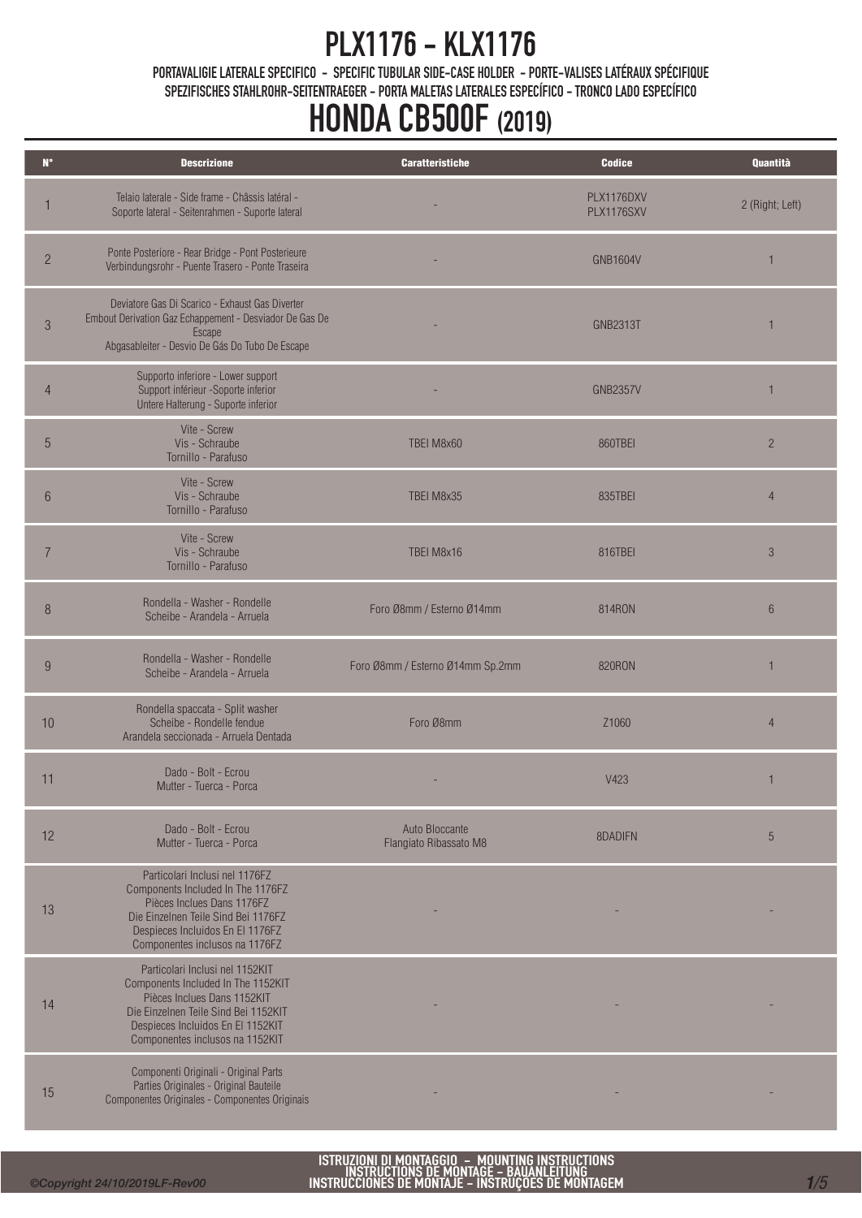# PLX1176 - KLX1176

PORTAVALIGIE LATERALE SPECIFICO - SPECIFIC TUBULAR SIDE-CASE HOLDER - PORTE-VALISES LATÉRAUX SPÉCIFIQUE
SPEZIFISCHES STAHLROHR-SEITENTRAEGER - PORTA MALETAS LATERALES ESPECÍFICO - TRONCO LADO ESPECÍFICO

# HONDA CB500F (2019)

| N° | Descrizione | Caratteristiche | Codice | Quantità |
|---|---|---|---|---|
| 1 | Telaio laterale - Side frame - Châssis latéral - Soporte lateral - Seitenrahmen - Suporte lateral | - | PLX1176DXV PLX1176SXV | 2 (Right; Left) |
| 2 | Ponte Posteriore - Rear Bridge - Pont Posterieure Verbindungsrohr - Puente Trasero - Ponte Traseira | - | GNB1604V | 1 |
| 3 | Deviatore Gas Di Scarico - Exhaust Gas Diverter Embout Derivation Gaz Echappement - Desviador De Gas De Escape Abgasableiter - Desvio De Gás Do Tubo De Escape | - | GNB2313T | 1 |
| 4 | Supporto inferiore - Lower support Support inférieur -Soporte inferior Untere Halterung - Suporte inferior | - | GNB2357V | 1 |
| 5 | Vite - Screw Vis - Schraube Tornillo - Parafuso | TBEI M8x60 | 860TBEI | 2 |
| 6 | Vite - Screw Vis - Schraube Tornillo - Parafuso | TBEI M8x35 | 835TBEI | 4 |
| 7 | Vite - Screw Vis - Schraube Tornillo - Parafuso | TBEI M8x16 | 816TBEI | 3 |
| 8 | Rondella - Washer - Rondelle Scheibe - Arandela - Arruela | Foro Ø8mm / Esterno Ø14mm | 814RON | 6 |
| 9 | Rondella - Washer - Rondelle Scheibe - Arandela - Arruela | Foro Ø8mm / Esterno Ø14mm Sp.2mm | 820RON | 1 |
| 10 | Rondella spaccata - Split washer Scheibe - Rondelle fendue Arandela seccionada - Arruela Dentada | Foro Ø8mm | Z1060 | 4 |
| 11 | Dado - Bolt - Ecrou Mutter - Tuerca - Porca | - | V423 | 1 |
| 12 | Dado - Bolt - Ecrou Mutter - Tuerca - Porca | Auto Bloccante Flangiato Ribassato M8 | 8DADIFN | 5 |
| 13 | Particolari Inclusi nel 1176FZ Components Included In The 1176FZ Pièces Inclues Dans 1176FZ Die Einzelnen Teile Sind Bei 1176FZ Despieces Incluidos En El 1176FZ Componentes inclusos na 1176FZ | - | - | - |
| 14 | Particolari Inclusi nel 1152KIT Components Included In The 1152KIT Pièces Inclues Dans 1152KIT Die Einzelnen Teile Sind Bei 1152KIT Despieces Incluidos En El 1152KIT Componentes inclusos na 1152KIT | - | - | - |
| 15 | Componenti Originali - Original Parts Parties Originales - Original Bauteile Componentes Originales - Componentes Originais | - | - | - |

ISTRUZIONI DI MONTAGGIO - MOUNTING INSTRUCTIONS
INSTRUCTIONS DE MONTAGE - BAUANLEITUNG
INSTRUCCIONES DE MONTAJE - INSTRUÇOES DE MONTAGEM

*©Copyright 24/10/2019LF-Rev00*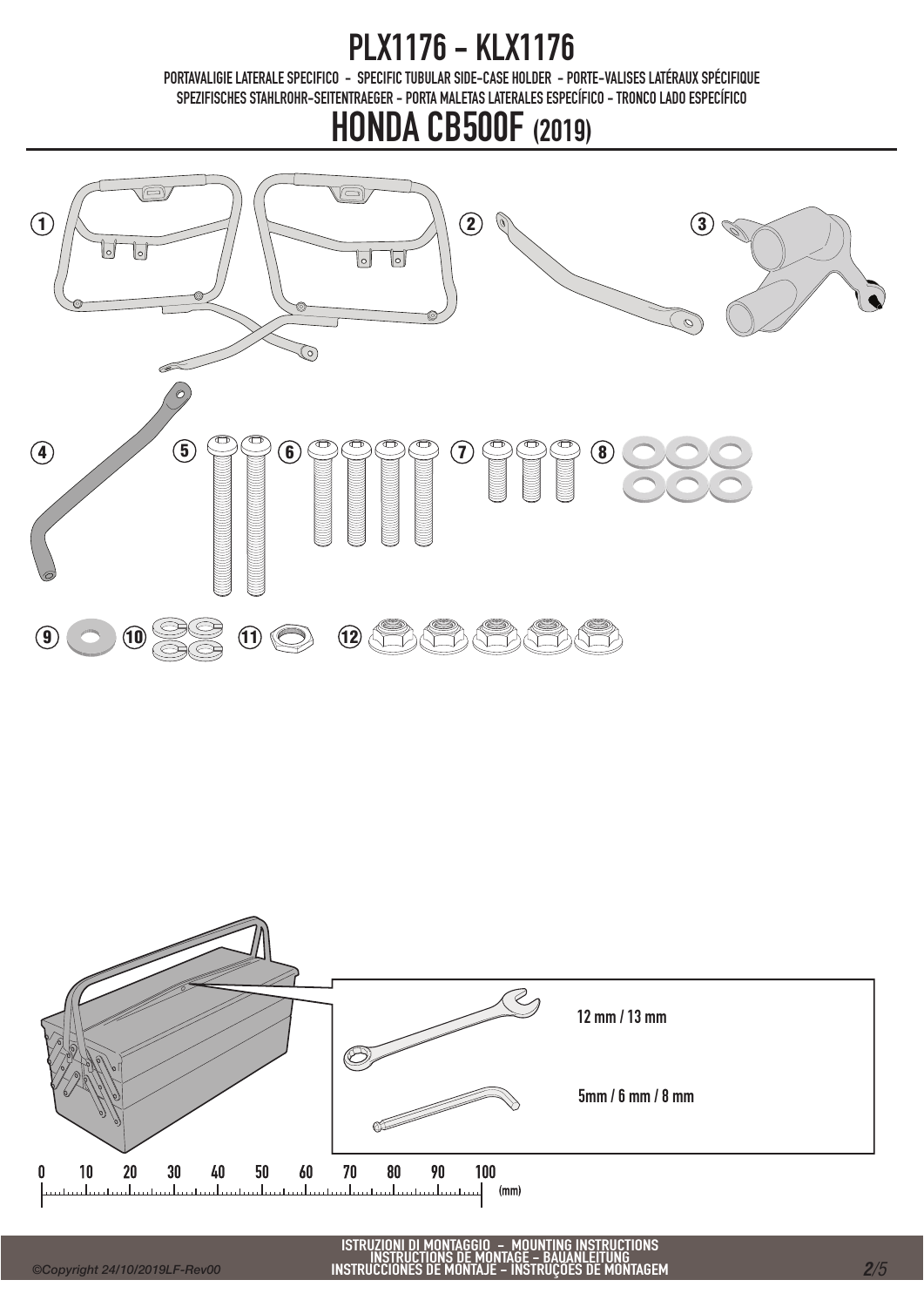# PLX1176 - KLX1176

PORTAVALIGIE LATERALE SPECIFICO - SPECIFIC TUBULAR SIDE-CASE HOLDER - PORTE-VALISES LATÉRAUX SPÉCIFIQUE
SPEZIFISCHES STAHLROHR-SEITENTRAEGER - PORTA MALETAS LATERALES ESPECÍFICO - TRONCO LADO ESPECÍFICO

# HONDA CB500F (2019)

1 2 3

4 5 6 7 8

9 10 11 12

12 mm / 13 mm

5mm / 6 mm / 8 mm

0 10 20 30 40 50 60 70 80 90 100 (mm)

ISTRUZIONI DI MONTAGGIO - MOUNTING INSTRUCTIONS
INSTRUCTIONS DE MONTAGE - BAUANLEITUNG
INSTRUCCIONES DE MONTAJE - INSTRUÇOES DE MONTAGEM

*©Copyright 24/10/2019LF-Rev00*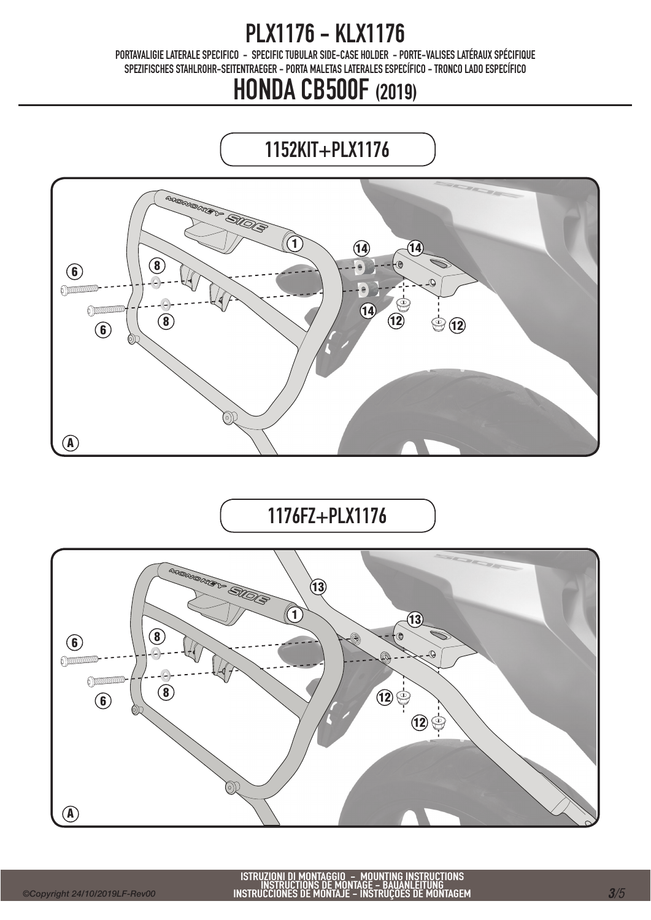# PLX1176 - KLX1176

PORTAVALIGIE LATERALE SPECIFICO - SPECIFIC TUBULAR SIDE-CASE HOLDER - PORTE-VALISES LATÉRAUX SPÉCIFIQUE
SPEZIFISCHES STAHLROHR-SEITENTRAEGER - PORTA MALETAS LATERALES ESPECÍFICO - TRONCO LADO ESPECÍFICO

# HONDA CB500F (2019)

## 1152KIT+PLX1176

1 6 8 12 14 A

## 1176FZ+PLX1176

1 6 8 12 13 A

ISTRUZIONI DI MONTAGGIO - MOUNTING INSTRUCTIONS
INSTRUCTIONS DE MONTAGE - BAUANLEITUNG
INSTRUCCIONES DE MONTAJE - INSTRUÇOES DE MONTAGEM

©Copyright 24/10/2019LF-Rev00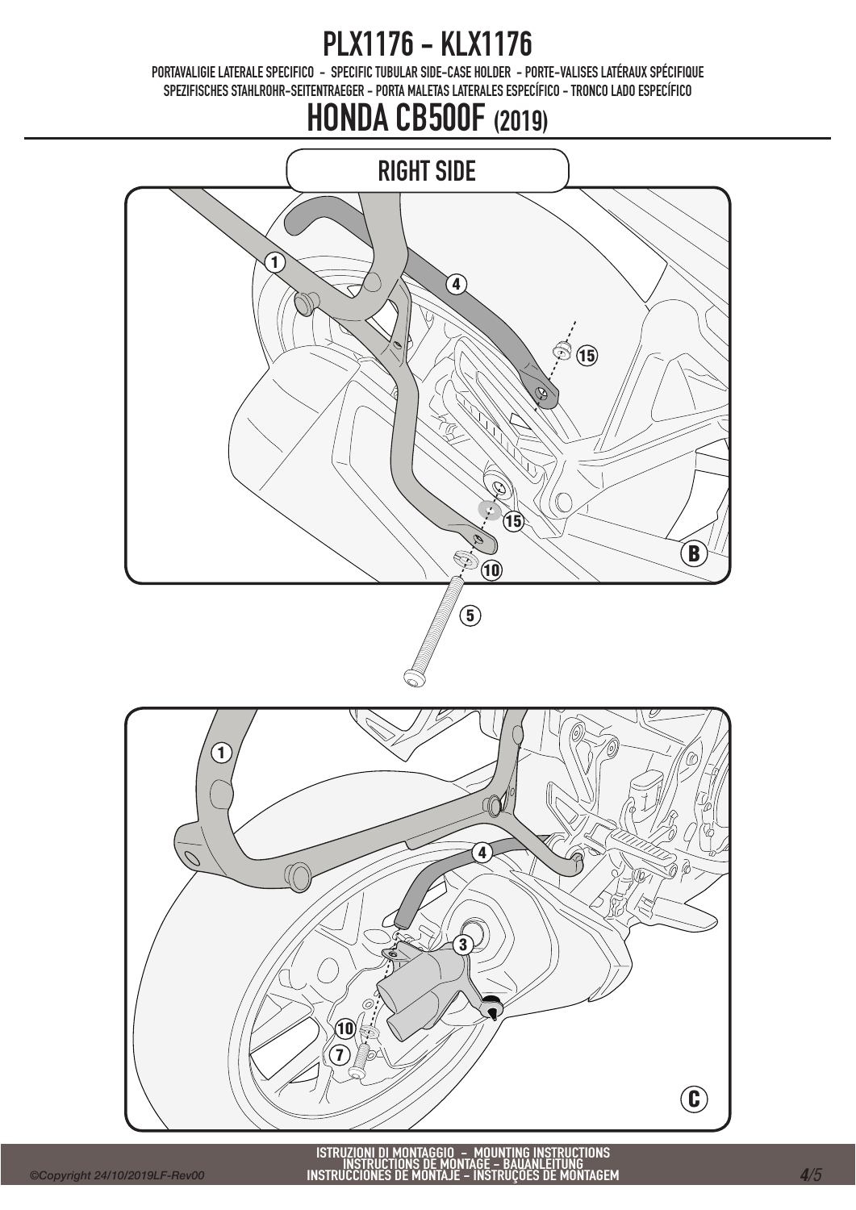# PLX1176 - KLX1176

PORTAVALIGIE LATERALE SPECIFICO - SPECIFIC TUBULAR SIDE-CASE HOLDER - PORTE-VALISES LATÉRAUX SPÉCIFIQUE
SPEZIFISCHES STAHLROHR-SEITENTRAEGER - PORTA MALETAS LATERALES ESPECÍFICO - TRONCO LADO ESPECÍFICO

# HONDA CB500F (2019)

## RIGHT SIDE

1
4
15
15
10
5
B

1
4
3
10
7
C

ISTRUZIONI DI MONTAGGIO - MOUNTING INSTRUCTIONS
INSTRUCTIONS DE MONTAGE - BAUANLEITUNG
INSTRUCCIONES DE MONTAJE - INSTRUÇÕES DE MONTAGEM

©Copyright 24/10/2019LF-Rev00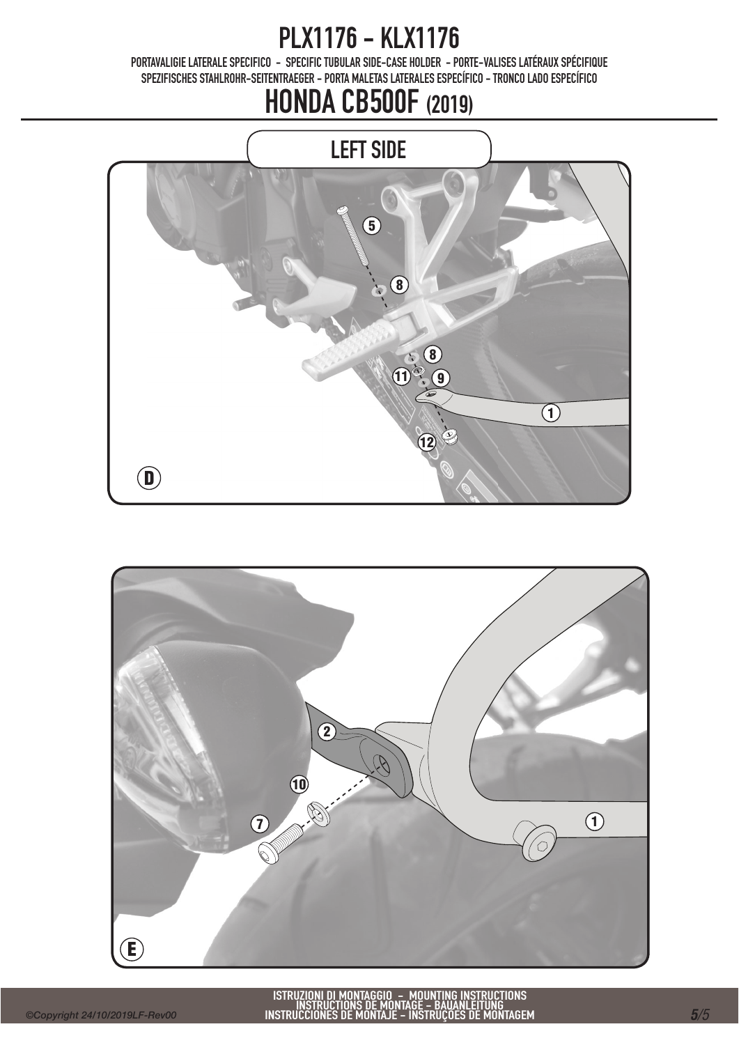# PLX1176 - KLX1176

PORTAVALIGIE LATERALE SPECIFICO - SPECIFIC TUBULAR SIDE-CASE HOLDER - PORTE-VALISES LATÉRAUX SPÉCIFIQUE
SPEZIFISCHES STAHLROHR-SEITENTRAEGER - PORTA MALETAS LATERALES ESPECÍFICO - TRONCO LADO ESPECÍFICO

# HONDA CB500F (2019)

## LEFT SIDE

5
8
8
11
9
1
12
D

2
10
7
1
E

ISTRUZIONI DI MONTAGGIO - MOUNTING INSTRUCTIONS
INSTRUCTIONS DE MONTAGE - BAUANLEITUNG
INSTRUCCIONES DE MONTAJE - INSTRUÇOES DE MONTAGEM

©Copyright 24/10/2019LF-Rev00